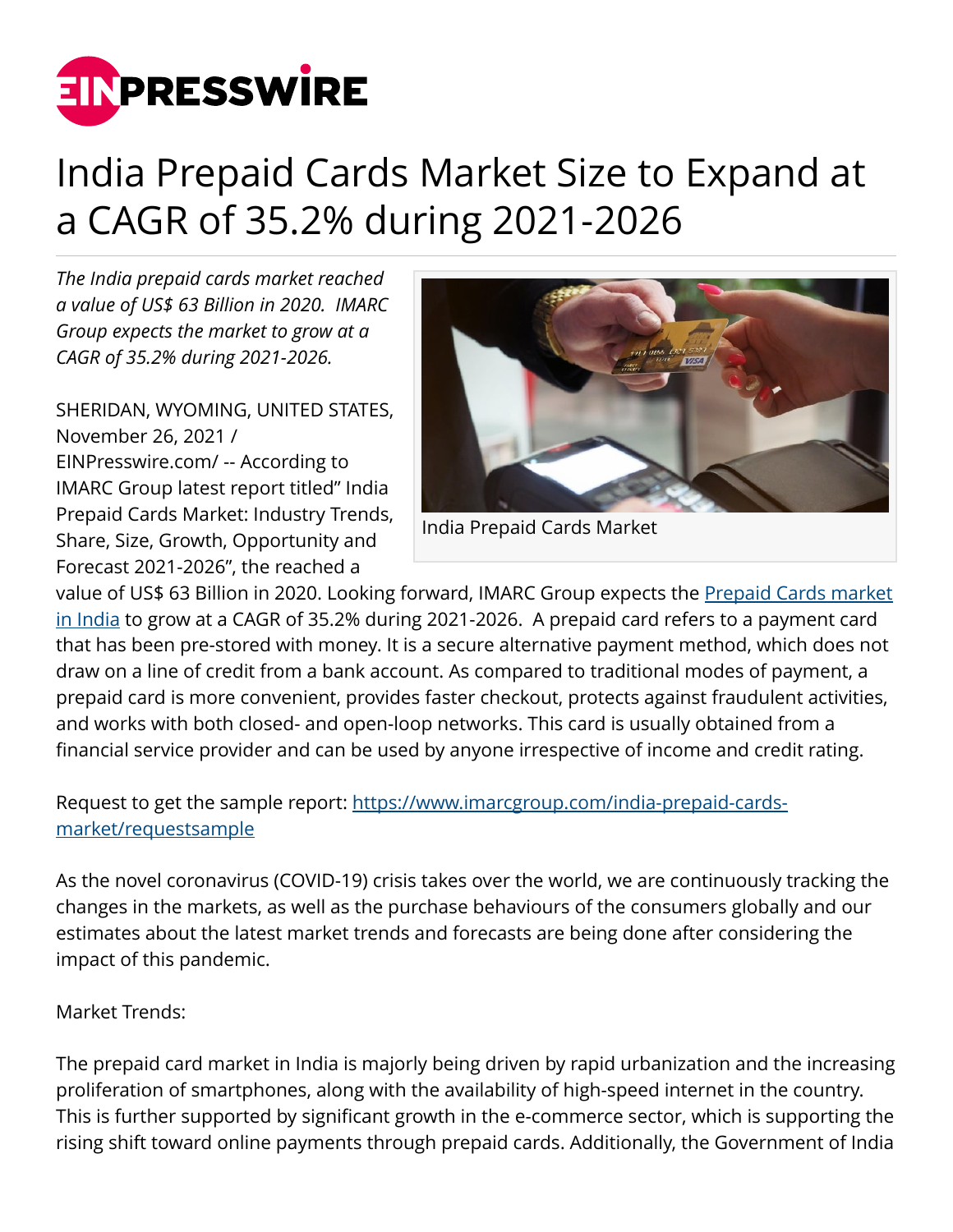# India Prepaid Cards Market Size to Expand at a CAGR of 35.2% during 2021-2026

*The India prepaid cards market reached a value of US$ 63 Billion in 2020. IMARC Group expects the market to grow at a CAGR of 35.2% during 2021-2026.*

India Prepaid Cards Market

SHERIDAN, WYOMING, UNITED STATES, November 26, 2021 / EINPresswire.com/ -- According to IMARC Group latest report titled" India Prepaid Cards Market: Industry Trends, Share, Size, Growth, Opportunity and Forecast 2021-2026", the reached a value of US$ 63 Billion in 2020. Looking forward, IMARC Group expects the [Prepaid Cards market in India](https://www.imarcgroup.com/india-prepaid-cards-market) to grow at a CAGR of 35.2% during 2021-2026. A prepaid card refers to a payment card that has been pre-stored with money. It is a secure alternative payment method, which does not draw on a line of credit from a bank account. As compared to traditional modes of payment, a prepaid card is more convenient, provides faster checkout, protects against fraudulent activities, and works with both closed- and open-loop networks. This card is usually obtained from a financial service provider and can be used by anyone irrespective of income and credit rating.

Request to get the sample report: [https://www.imarcgroup.com/india-prepaid-cards-market/requestsample](https://www.imarcgroup.com/india-prepaid-cards-market/requestsample)

As the novel coronavirus (COVID-19) crisis takes over the world, we are continuously tracking the changes in the markets, as well as the purchase behaviours of the consumers globally and our estimates about the latest market trends and forecasts are being done after considering the impact of this pandemic.

Market Trends:

The prepaid card market in India is majorly being driven by rapid urbanization and the increasing proliferation of smartphones, along with the availability of high-speed internet in the country. This is further supported by significant growth in the e-commerce sector, which is supporting the rising shift toward online payments through prepaid cards. Additionally, the Government of India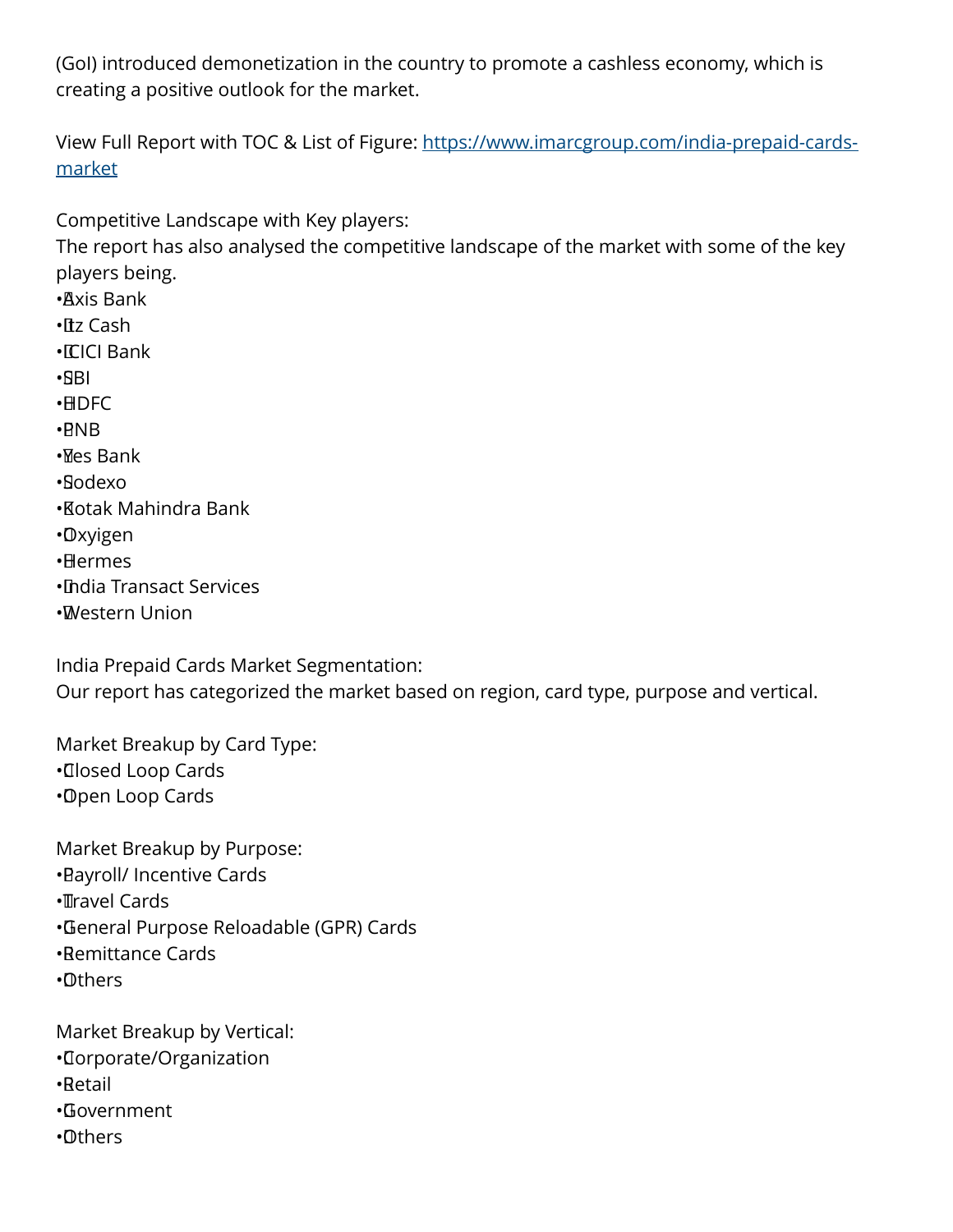(GoI) introduced demonetization in the country to promote a cashless economy, which is creating a positive outlook for the market.

View Full Report with TOC & List of Figure: https://www.imarcgroup.com/india-prepaid-cards-market

Competitive Landscape with Key players:
The report has also analysed the competitive landscape of the market with some of the key players being.

- Axis Bank
- Itz Cash
- ICICI Bank
- SBI
- HDFC
- PNB
- Yes Bank
- Sodexo
- Kotak Mahindra Bank
- Oxyigen
- Hermes
- India Transact Services
- Western Union

India Prepaid Cards Market Segmentation:
Our report has categorized the market based on region, card type, purpose and vertical.

Market Breakup by Card Type:

- Closed Loop Cards
- Open Loop Cards

Market Breakup by Purpose:

- Payroll/ Incentive Cards
- Travel Cards
- General Purpose Reloadable (GPR) Cards
- Remittance Cards
- Others

Market Breakup by Vertical:

- Corporate/Organization
- Retail
- Government
- Others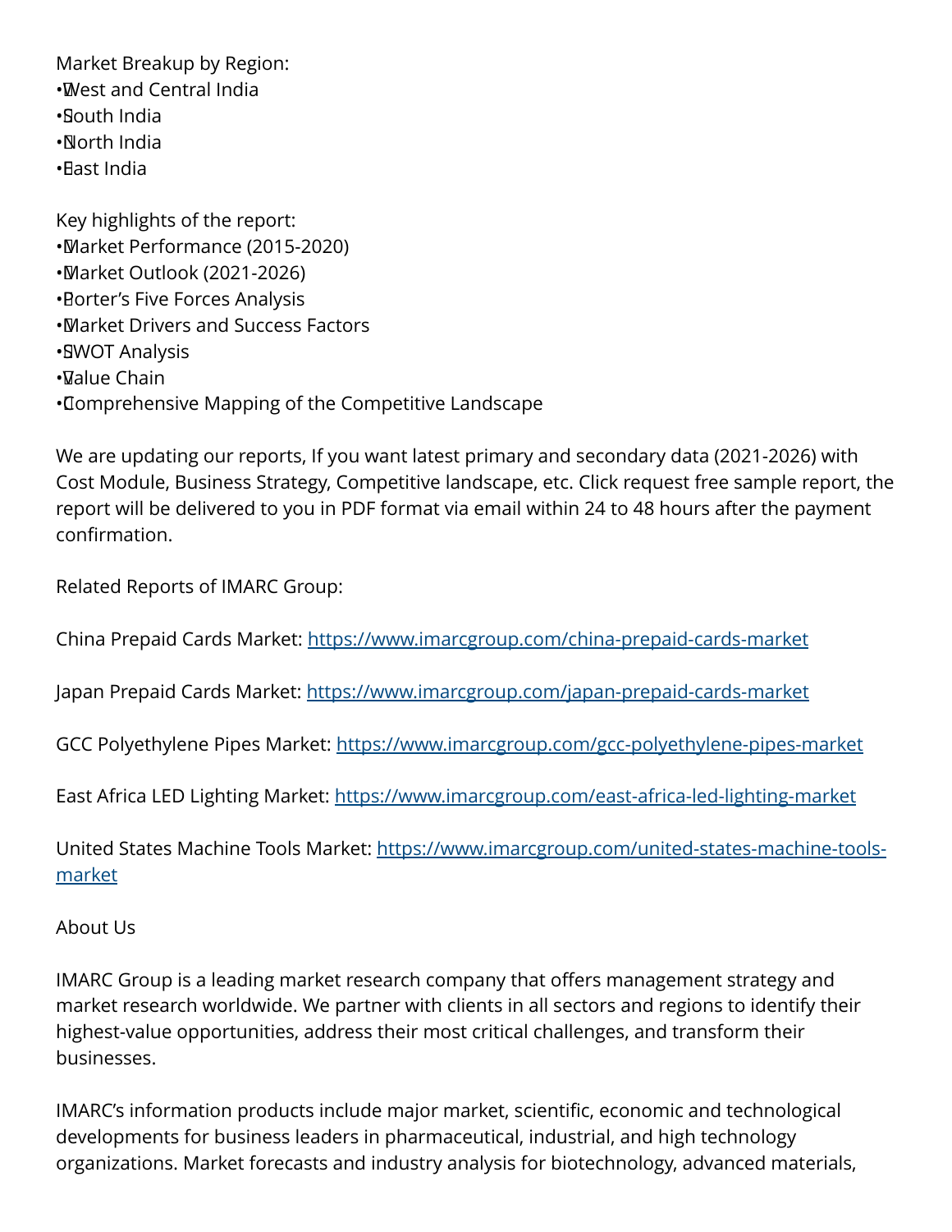Market Breakup by Region:

- West and Central India
- South India
- North India
- East India

Key highlights of the report:

- Market Performance (2015-2020)
- Market Outlook (2021-2026)
- Porter's Five Forces Analysis
- Market Drivers and Success Factors
- SWOT Analysis
- Value Chain
- Comprehensive Mapping of the Competitive Landscape

We are updating our reports, If you want latest primary and secondary data (2021-2026) with Cost Module, Business Strategy, Competitive landscape, etc. Click request free sample report, the report will be delivered to you in PDF format via email within 24 to 48 hours after the payment confirmation.

Related Reports of IMARC Group:

China Prepaid Cards Market: https://www.imarcgroup.com/china-prepaid-cards-market

Japan Prepaid Cards Market: https://www.imarcgroup.com/japan-prepaid-cards-market

GCC Polyethylene Pipes Market: https://www.imarcgroup.com/gcc-polyethylene-pipes-market

East Africa LED Lighting Market: https://www.imarcgroup.com/east-africa-led-lighting-market

United States Machine Tools Market: https://www.imarcgroup.com/united-states-machine-tools-market

About Us

IMARC Group is a leading market research company that offers management strategy and market research worldwide. We partner with clients in all sectors and regions to identify their highest-value opportunities, address their most critical challenges, and transform their businesses.

IMARC's information products include major market, scientific, economic and technological developments for business leaders in pharmaceutical, industrial, and high technology organizations. Market forecasts and industry analysis for biotechnology, advanced materials,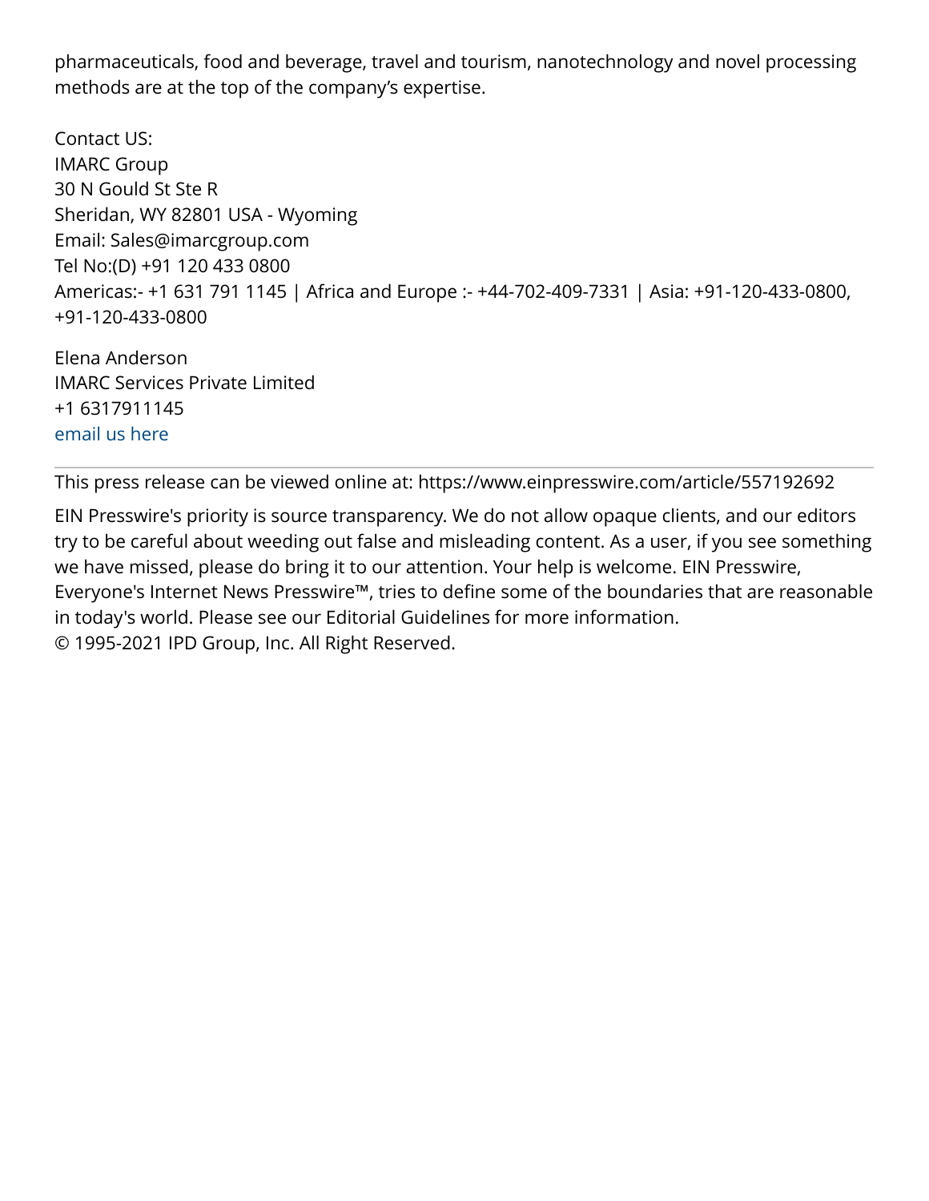pharmaceuticals, food and beverage, travel and tourism, nanotechnology and novel processing methods are at the top of the company's expertise.

Contact US:
IMARC Group
30 N Gould St Ste R
Sheridan, WY 82801 USA - Wyoming
Email: Sales@imarcgroup.com
Tel No:(D) +91 120 433 0800
Americas:- +1 631 791 1145 | Africa and Europe :- +44-702-409-7331 | Asia: +91-120-433-0800, +91-120-433-0800

Elena Anderson
IMARC Services Private Limited
+1 6317911145
email us here

---

This press release can be viewed online at: https://www.einpresswire.com/article/557192692

EIN Presswire's priority is source transparency. We do not allow opaque clients, and our editors try to be careful about weeding out false and misleading content. As a user, if you see something we have missed, please do bring it to our attention. Your help is welcome. EIN Presswire, Everyone's Internet News Presswire™, tries to define some of the boundaries that are reasonable in today's world. Please see our Editorial Guidelines for more information.
© 1995-2021 IPD Group, Inc. All Right Reserved.